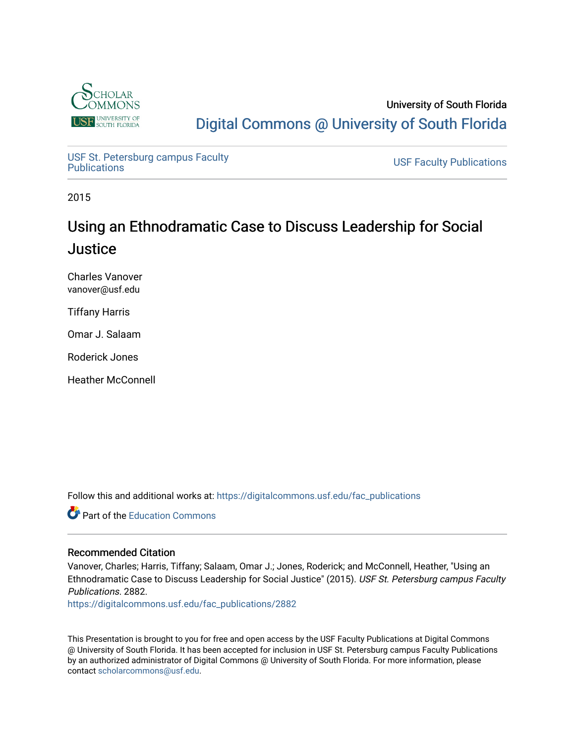University of South Florida

Digital Commons @ University of South Florida

USF St. Petersburg campus Faculty Publications

USF Faculty Publications

2015

# Using an Ethnodramatic Case to Discuss Leadership for Social Justice

Charles Vanover
vanover@usf.edu

Tiffany Harris

Omar J. Salaam

Roderick Jones

Heather McConnell

Follow this and additional works at: https://digitalcommons.usf.edu/fac_publications

Part of the Education Commons

### Recommended Citation

Vanover, Charles; Harris, Tiffany; Salaam, Omar J.; Jones, Roderick; and McConnell, Heather, "Using an Ethnodramatic Case to Discuss Leadership for Social Justice" (2015). *USF St. Petersburg campus Faculty Publications*. 2882.
https://digitalcommons.usf.edu/fac_publications/2882

This Presentation is brought to you for free and open access by the USF Faculty Publications at Digital Commons @ University of South Florida. It has been accepted for inclusion in USF St. Petersburg campus Faculty Publications by an authorized administrator of Digital Commons @ University of South Florida. For more information, please contact scholarcommons@usf.edu.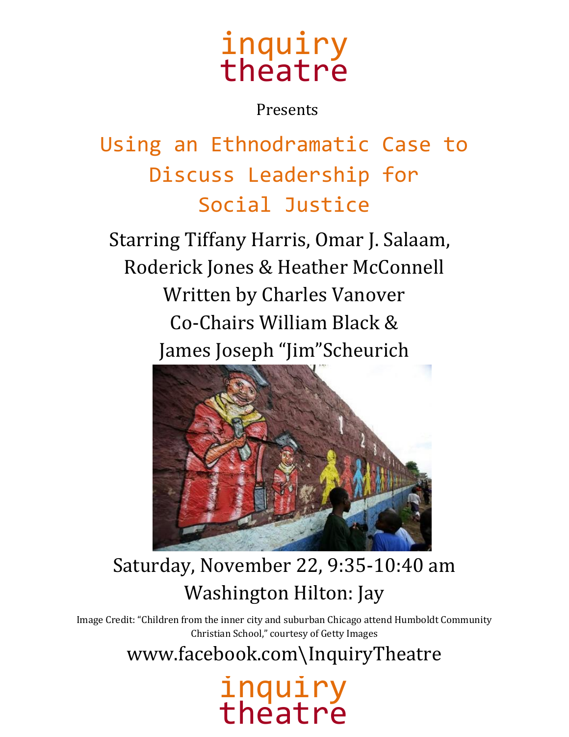# inquiry theatre

Presents

## Using an Ethnodramatic Case to Discuss Leadership for Social Justice

Starring Tiffany Harris, Omar J. Salaam, Roderick Jones & Heather McConnell

Written by Charles Vanover

Co-Chairs William Black & James Joseph "Jim"Scheurich

Saturday, November 22, 9:35-10:40 am

Washington Hilton: Jay

Image Credit: "Children from the inner city and suburban Chicago attend Humboldt Community Christian School," courtesy of Getty Images

www.facebook.com\InquiryTheatre

inquiry theatre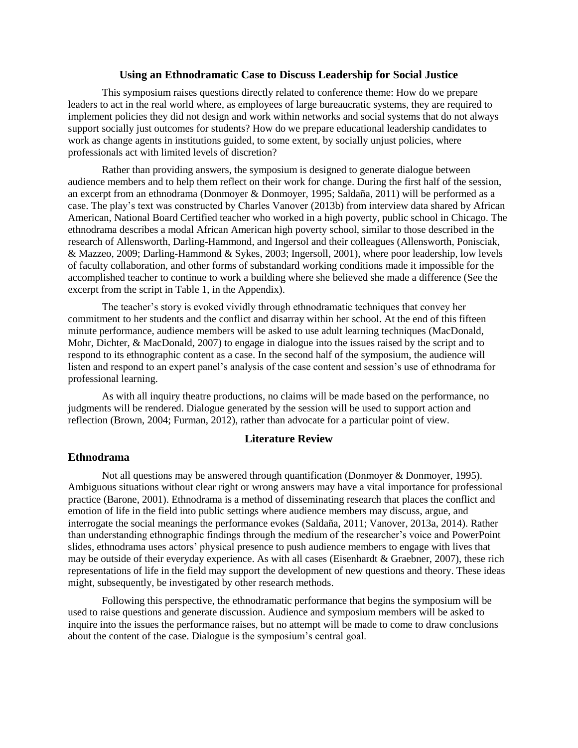### Using an Ethnodramatic Case to Discuss Leadership for Social Justice

This symposium raises questions directly related to conference theme: How do we prepare leaders to act in the real world where, as employees of large bureaucratic systems, they are required to implement policies they did not design and work within networks and social systems that do not always support socially just outcomes for students? How do we prepare educational leadership candidates to work as change agents in institutions guided, to some extent, by socially unjust policies, where professionals act with limited levels of discretion?

Rather than providing answers, the symposium is designed to generate dialogue between audience members and to help them reflect on their work for change. During the first half of the session, an excerpt from an ethnodrama (Donmoyer & Donmoyer, 1995; Saldaña, 2011) will be performed as a case. The play's text was constructed by Charles Vanover (2013b) from interview data shared by African American, National Board Certified teacher who worked in a high poverty, public school in Chicago. The ethnodrama describes a modal African American high poverty school, similar to those described in the research of Allensworth, Darling-Hammond, and Ingersol and their colleagues (Allensworth, Ponisciak, & Mazzeo, 2009; Darling-Hammond & Sykes, 2003; Ingersoll, 2001), where poor leadership, low levels of faculty collaboration, and other forms of substandard working conditions made it impossible for the accomplished teacher to continue to work a building where she believed she made a difference (See the excerpt from the script in Table 1, in the Appendix).

The teacher's story is evoked vividly through ethnodramatic techniques that convey her commitment to her students and the conflict and disarray within her school. At the end of this fifteen minute performance, audience members will be asked to use adult learning techniques (MacDonald, Mohr, Dichter, & MacDonald, 2007) to engage in dialogue into the issues raised by the script and to respond to its ethnographic content as a case. In the second half of the symposium, the audience will listen and respond to an expert panel's analysis of the case content and session's use of ethnodrama for professional learning.

As with all inquiry theatre productions, no claims will be made based on the performance, no judgments will be rendered. Dialogue generated by the session will be used to support action and reflection (Brown, 2004; Furman, 2012), rather than advocate for a particular point of view.

## Literature Review

### Ethnodrama

Not all questions may be answered through quantification (Donmoyer & Donmoyer, 1995). Ambiguous situations without clear right or wrong answers may have a vital importance for professional practice (Barone, 2001). Ethnodrama is a method of disseminating research that places the conflict and emotion of life in the field into public settings where audience members may discuss, argue, and interrogate the social meanings the performance evokes (Saldaña, 2011; Vanover, 2013a, 2014). Rather than understanding ethnographic findings through the medium of the researcher's voice and PowerPoint slides, ethnodrama uses actors' physical presence to push audience members to engage with lives that may be outside of their everyday experience. As with all cases (Eisenhardt & Graebner, 2007), these rich representations of life in the field may support the development of new questions and theory. These ideas might, subsequently, be investigated by other research methods.

Following this perspective, the ethnodramatic performance that begins the symposium will be used to raise questions and generate discussion. Audience and symposium members will be asked to inquire into the issues the performance raises, but no attempt will be made to come to draw conclusions about the content of the case. Dialogue is the symposium's central goal.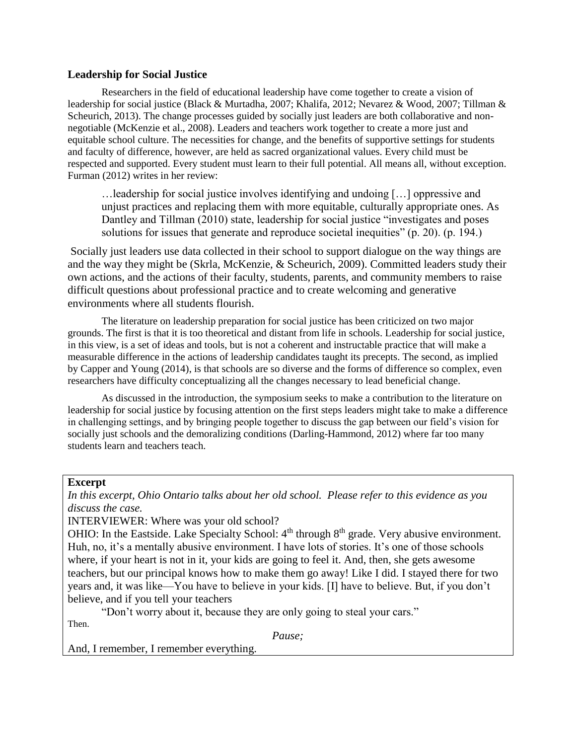### Leadership for Social Justice

Researchers in the field of educational leadership have come together to create a vision of leadership for social justice (Black & Murtadha, 2007; Khalifa, 2012; Nevarez & Wood, 2007; Tillman & Scheurich, 2013). The change processes guided by socially just leaders are both collaborative and non-negotiable (McKenzie et al., 2008). Leaders and teachers work together to create a more just and equitable school culture. The necessities for change, and the benefits of supportive settings for students and faculty of difference, however, are held as sacred organizational values. Every child must be respected and supported. Every student must learn to their full potential. All means all, without exception. Furman (2012) writes in her review:

> …leadership for social justice involves identifying and undoing […] oppressive and unjust practices and replacing them with more equitable, culturally appropriate ones. As Dantley and Tillman (2010) state, leadership for social justice "investigates and poses solutions for issues that generate and reproduce societal inequities" (p. 20). (p. 194.)

Socially just leaders use data collected in their school to support dialogue on the way things are and the way they might be (Skrla, McKenzie, & Scheurich, 2009). Committed leaders study their own actions, and the actions of their faculty, students, parents, and community members to raise difficult questions about professional practice and to create welcoming and generative environments where all students flourish.

The literature on leadership preparation for social justice has been criticized on two major grounds. The first is that it is too theoretical and distant from life in schools. Leadership for social justice, in this view, is a set of ideas and tools, but is not a coherent and instructable practice that will make a measurable difference in the actions of leadership candidates taught its precepts. The second, as implied by Capper and Young (2014), is that schools are so diverse and the forms of difference so complex, even researchers have difficulty conceptualizing all the changes necessary to lead beneficial change.

As discussed in the introduction, the symposium seeks to make a contribution to the literature on leadership for social justice by focusing attention on the first steps leaders might take to make a difference in challenging settings, and by bringing people together to discuss the gap between our field's vision for socially just schools and the demoralizing conditions (Darling-Hammond, 2012) where far too many students learn and teachers teach.

**Excerpt**

*In this excerpt, Ohio Ontario talks about her old school. Please refer to this evidence as you discuss the case.*

INTERVIEWER: Where was your old school?

OHIO: In the Eastside. Lake Specialty School: 4th through 8th grade. Very abusive environment. Huh, no, it's a mentally abusive environment. I have lots of stories. It's one of those schools where, if your heart is not in it, your kids are going to feel it. And, then, she gets awesome teachers, but our principal knows how to make them go away! Like I did. I stayed there for two years and, it was like—You have to believe in your kids. [I] have to believe. But, if you don't believe, and if you tell your teachers

"Don't worry about it, because they are only going to steal your cars."

Then.

*Pause;*

And, I remember, I remember everything.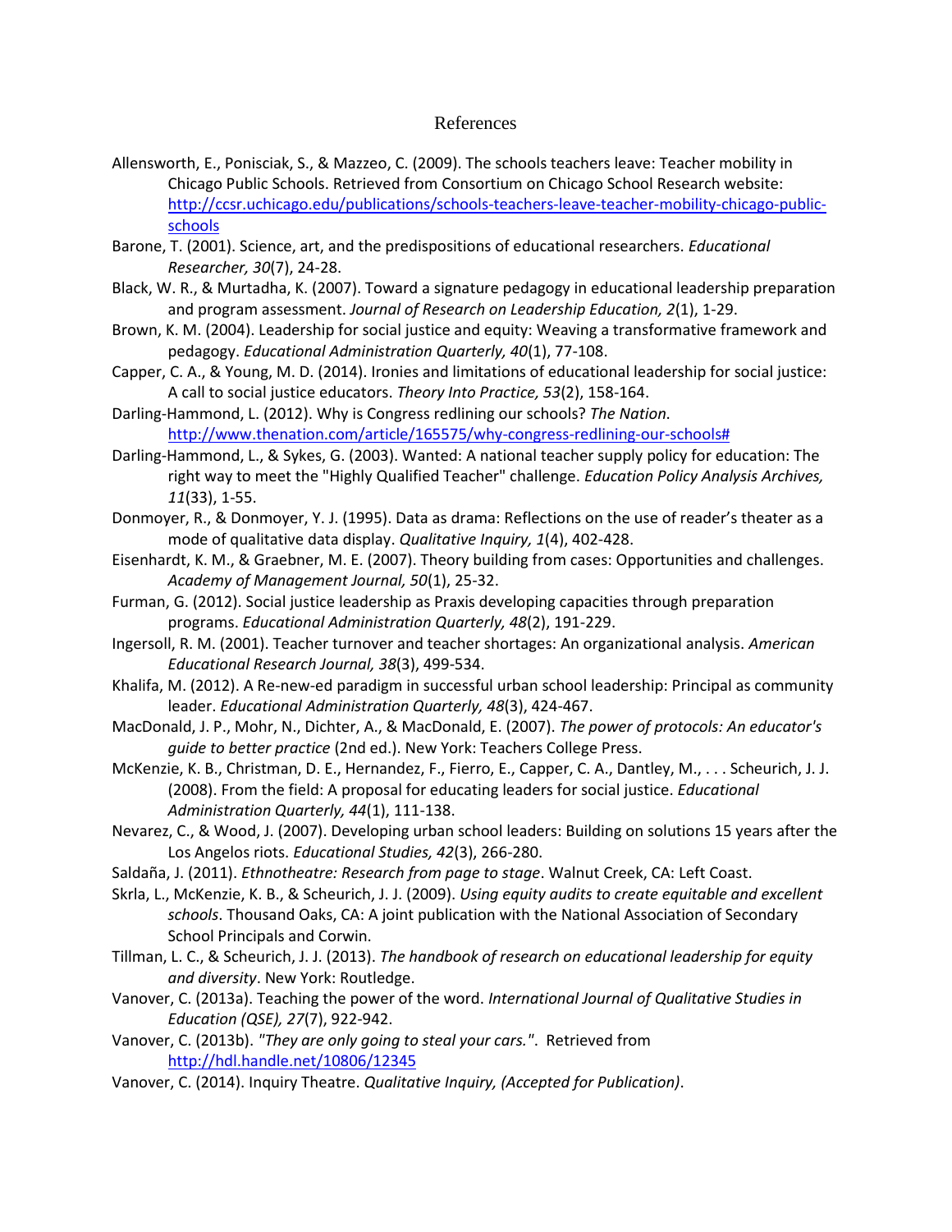# References

Allensworth, E., Ponisciak, S., & Mazzeo, C. (2009). The schools teachers leave: Teacher mobility in Chicago Public Schools. Retrieved from Consortium on Chicago School Research website: http://ccsr.uchicago.edu/publications/schools-teachers-leave-teacher-mobility-chicago-public-schools

Barone, T. (2001). Science, art, and the predispositions of educational researchers. *Educational Researcher, 30*(7), 24-28.

Black, W. R., & Murtadha, K. (2007). Toward a signature pedagogy in educational leadership preparation and program assessment. *Journal of Research on Leadership Education, 2*(1), 1-29.

Brown, K. M. (2004). Leadership for social justice and equity: Weaving a transformative framework and pedagogy. *Educational Administration Quarterly, 40*(1), 77-108.

Capper, C. A., & Young, M. D. (2014). Ironies and limitations of educational leadership for social justice: A call to social justice educators. *Theory Into Practice, 53*(2), 158-164.

Darling-Hammond, L. (2012). Why is Congress redlining our schools? *The Nation*. http://www.thenation.com/article/165575/why-congress-redlining-our-schools#

Darling-Hammond, L., & Sykes, G. (2003). Wanted: A national teacher supply policy for education: The right way to meet the "Highly Qualified Teacher" challenge. *Education Policy Analysis Archives, 11*(33), 1-55.

Donmoyer, R., & Donmoyer, Y. J. (1995). Data as drama: Reflections on the use of reader's theater as a mode of qualitative data display. *Qualitative Inquiry, 1*(4), 402-428.

Eisenhardt, K. M., & Graebner, M. E. (2007). Theory building from cases: Opportunities and challenges. *Academy of Management Journal, 50*(1), 25-32.

Furman, G. (2012). Social justice leadership as Praxis developing capacities through preparation programs. *Educational Administration Quarterly, 48*(2), 191-229.

Ingersoll, R. M. (2001). Teacher turnover and teacher shortages: An organizational analysis. *American Educational Research Journal, 38*(3), 499-534.

Khalifa, M. (2012). A Re-new-ed paradigm in successful urban school leadership: Principal as community leader. *Educational Administration Quarterly, 48*(3), 424-467.

MacDonald, J. P., Mohr, N., Dichter, A., & MacDonald, E. (2007). *The power of protocols: An educator's guide to better practice* (2nd ed.). New York: Teachers College Press.

McKenzie, K. B., Christman, D. E., Hernandez, F., Fierro, E., Capper, C. A., Dantley, M., . . . Scheurich, J. J. (2008). From the field: A proposal for educating leaders for social justice. *Educational Administration Quarterly, 44*(1), 111-138.

Nevarez, C., & Wood, J. (2007). Developing urban school leaders: Building on solutions 15 years after the Los Angelos riots. *Educational Studies, 42*(3), 266-280.

Saldaña, J. (2011). *Ethnotheatre: Research from page to stage*. Walnut Creek, CA: Left Coast.

Skrla, L., McKenzie, K. B., & Scheurich, J. J. (2009). *Using equity audits to create equitable and excellent schools*. Thousand Oaks, CA: A joint publication with the National Association of Secondary School Principals and Corwin.

Tillman, L. C., & Scheurich, J. J. (2013). *The handbook of research on educational leadership for equity and diversity*. New York: Routledge.

Vanover, C. (2013a). Teaching the power of the word. *International Journal of Qualitative Studies in Education (QSE), 27*(7), 922-942.

Vanover, C. (2013b). *"They are only going to steal your cars."*. Retrieved from http://hdl.handle.net/10806/12345

Vanover, C. (2014). Inquiry Theatre. *Qualitative Inquiry, (Accepted for Publication)*.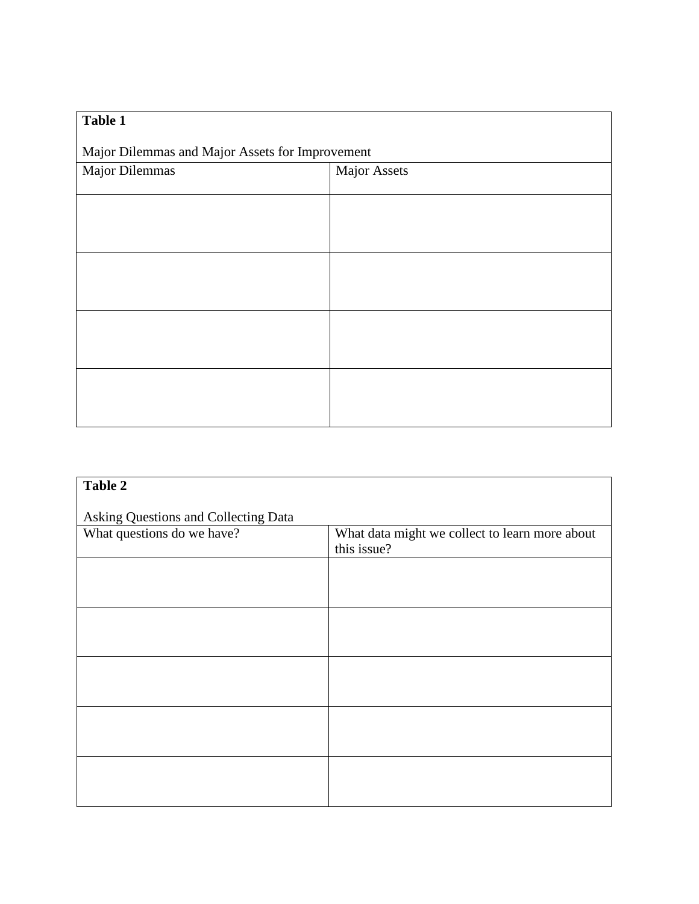**Table 1**

Major Dilemmas and Major Assets for Improvement

| Major Dilemmas | Major Assets |
| --- | --- |
| | |
| | |
| | |
| | |

**Table 2**

Asking Questions and Collecting Data

| What questions do we have? | What data might we collect to learn more about this issue? |
| --- | --- |
| | |
| | |
| | |
| | |
| | |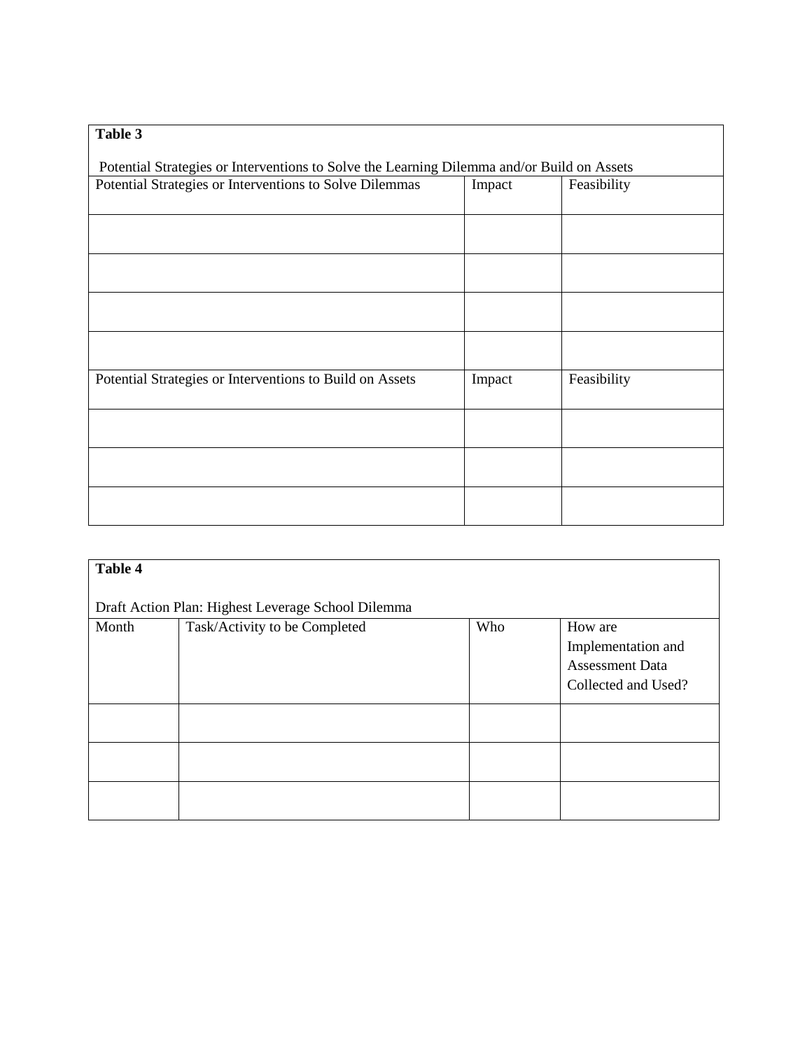**Table 3**

Potential Strategies or Interventions to Solve the Learning Dilemma and/or Build on Assets

| Potential Strategies or Interventions to Solve Dilemmas | Impact | Feasibility |
| --- | --- | --- |
| | | |
| | | |
| | | |
| | | |
| Potential Strategies or Interventions to Build on Assets | Impact | Feasibility |
| | | |
| | | |
| | | |

**Table 4**

Draft Action Plan: Highest Leverage School Dilemma

| Month | Task/Activity to be Completed | Who | How are Implementation and Assessment Data Collected and Used? |
| --- | --- | --- | --- |
| | | | |
| | | | |
| | | | |